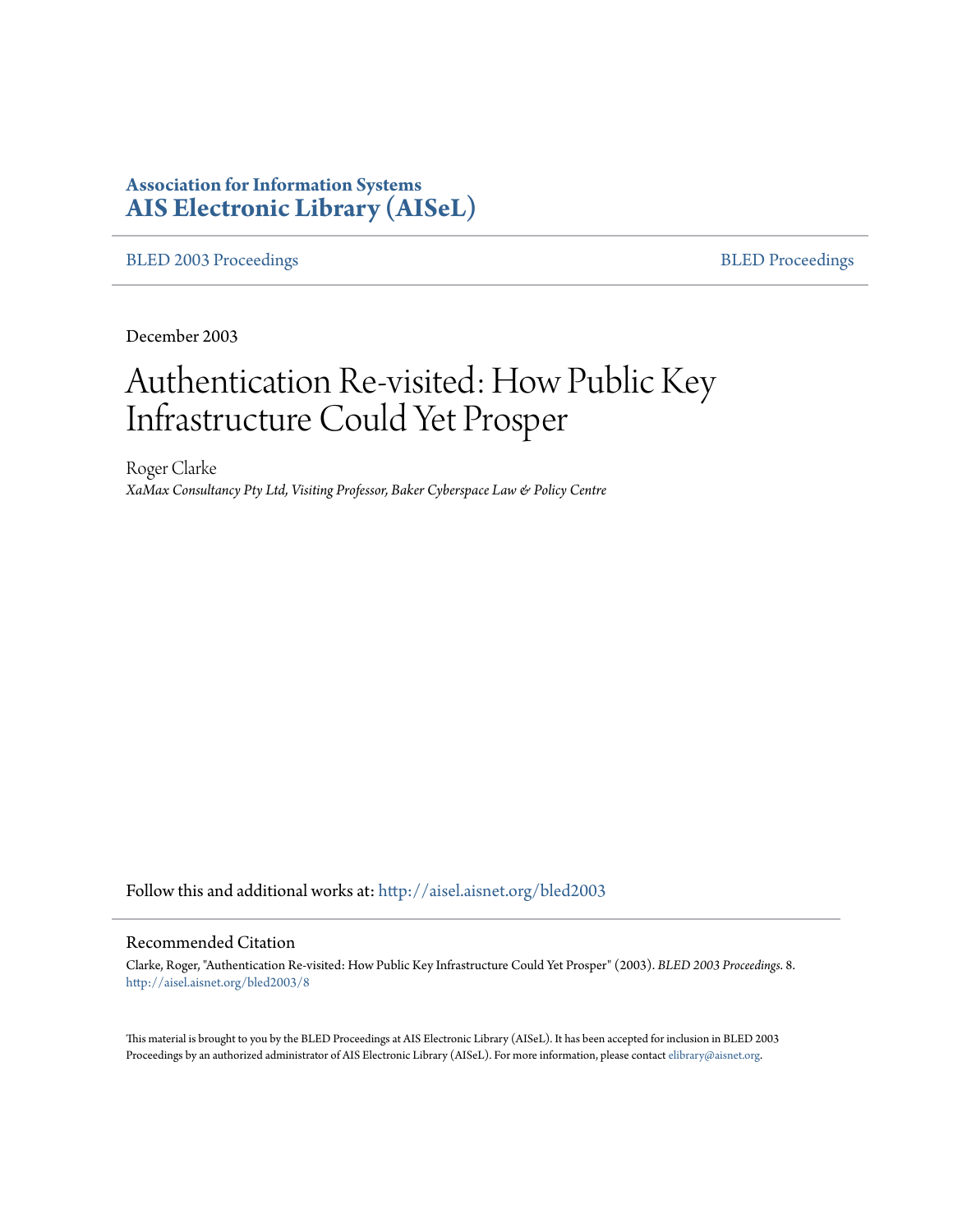**Association for Information Systems**
**AIS Electronic Library (AISeL)**

BLED 2003 Proceedings | BLED Proceedings

December 2003

# Authentication Re-visited: How Public Key Infrastructure Could Yet Prosper

Roger Clarke

*XaMax Consultancy Pty Ltd, Visiting Professor, Baker Cyberspace Law & Policy Centre*

Follow this and additional works at: http://aisel.aisnet.org/bled2003

## Recommended Citation

Clarke, Roger, "Authentication Re-visited: How Public Key Infrastructure Could Yet Prosper" (2003). *BLED 2003 Proceedings*. 8. http://aisel.aisnet.org/bled2003/8

This material is brought to you by the BLED Proceedings at AIS Electronic Library (AISeL). It has been accepted for inclusion in BLED 2003 Proceedings by an authorized administrator of AIS Electronic Library (AISeL). For more information, please contact elibrary@aisnet.org.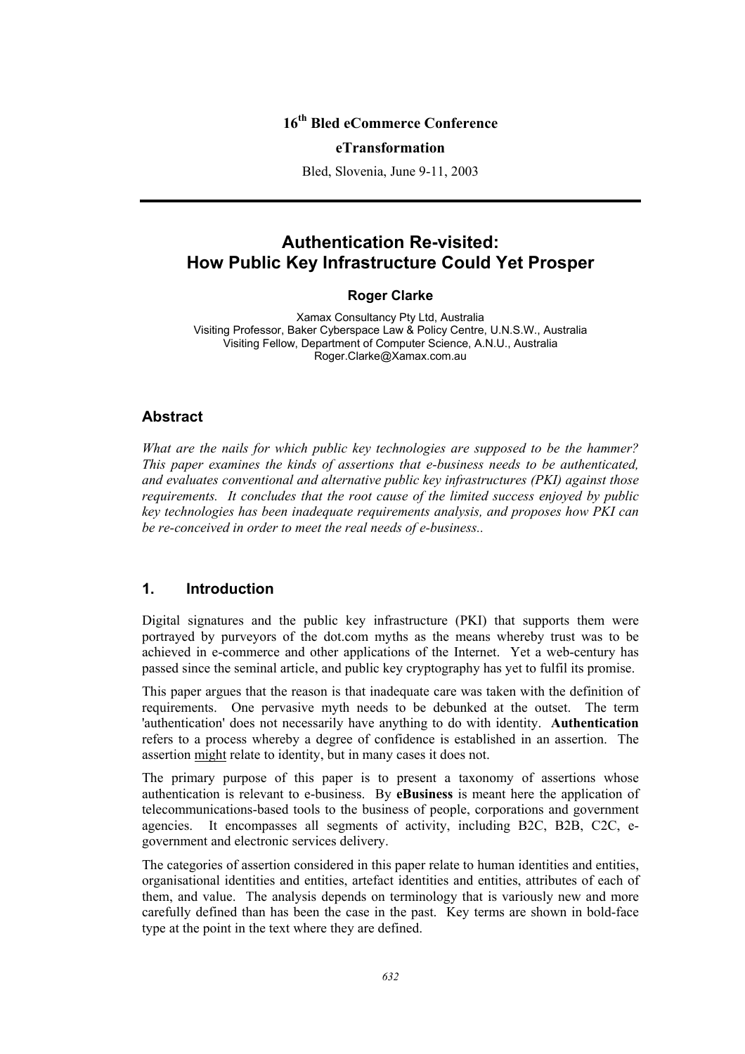16th Bled eCommerce Conference

**eTransformation**

Bled, Slovenia, June 9-11, 2003

# Authentication Re-visited: How Public Key Infrastructure Could Yet Prosper

**Roger Clarke**

Xamax Consultancy Pty Ltd, Australia
Visiting Professor, Baker Cyberspace Law & Policy Centre, U.N.S.W., Australia
Visiting Fellow, Department of Computer Science, A.N.U., Australia
Roger.Clarke@Xamax.com.au

## Abstract

*What are the nails for which public key technologies are supposed to be the hammer? This paper examines the kinds of assertions that e-business needs to be authenticated, and evaluates conventional and alternative public key infrastructures (PKI) against those requirements. It concludes that the root cause of the limited success enjoyed by public key technologies has been inadequate requirements analysis, and proposes how PKI can be re-conceived in order to meet the real needs of e-business..*

## 1. Introduction

Digital signatures and the public key infrastructure (PKI) that supports them were portrayed by purveyors of the dot.com myths as the means whereby trust was to be achieved in e-commerce and other applications of the Internet. Yet a web-century has passed since the seminal article, and public key cryptography has yet to fulfil its promise.

This paper argues that the reason is that inadequate care was taken with the definition of requirements. One pervasive myth needs to be debunked at the outset. The term 'authentication' does not necessarily have anything to do with identity. **Authentication** refers to a process whereby a degree of confidence is established in an assertion. The assertion might relate to identity, but in many cases it does not.

The primary purpose of this paper is to present a taxonomy of assertions whose authentication is relevant to e-business. By **eBusiness** is meant here the application of telecommunications-based tools to the business of people, corporations and government agencies. It encompasses all segments of activity, including B2C, B2B, C2C, e-government and electronic services delivery.

The categories of assertion considered in this paper relate to human identities and entities, organisational identities and entities, artefact identities and entities, attributes of each of them, and value. The analysis depends on terminology that is variously new and more carefully defined than has been the case in the past. Key terms are shown in bold-face type at the point in the text where they are defined.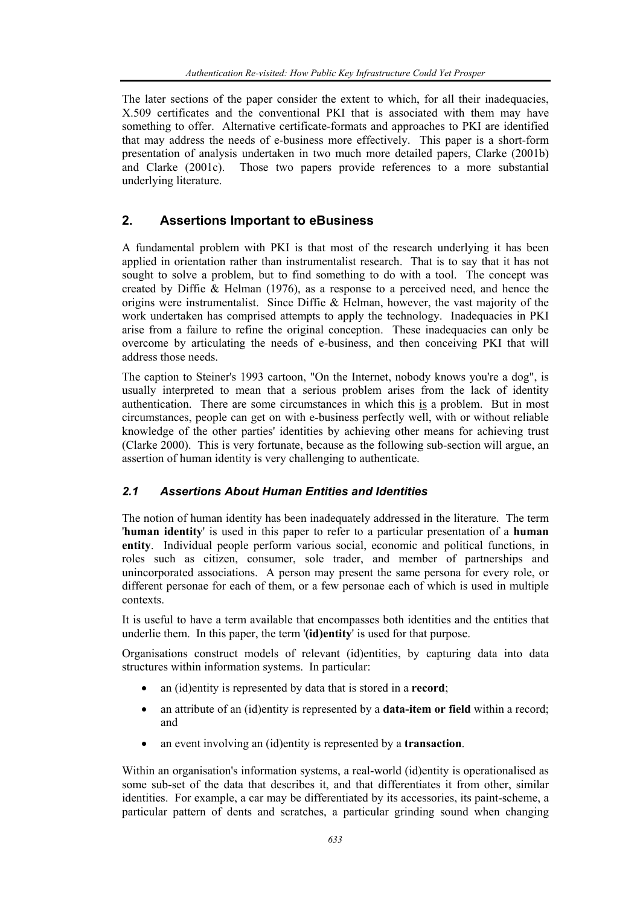The later sections of the paper consider the extent to which, for all their inadequacies, X.509 certificates and the conventional PKI that is associated with them may have something to offer. Alternative certificate-formats and approaches to PKI are identified that may address the needs of e-business more effectively. This paper is a short-form presentation of analysis undertaken in two much more detailed papers, Clarke (2001b) and Clarke (2001c). Those two papers provide references to a more substantial underlying literature.

## 2. Assertions Important to eBusiness

A fundamental problem with PKI is that most of the research underlying it has been applied in orientation rather than instrumentalist research. That is to say that it has not sought to solve a problem, but to find something to do with a tool. The concept was created by Diffie & Helman (1976), as a response to a perceived need, and hence the origins were instrumentalist. Since Diffie & Helman, however, the vast majority of the work undertaken has comprised attempts to apply the technology. Inadequacies in PKI arise from a failure to refine the original conception. These inadequacies can only be overcome by articulating the needs of e-business, and then conceiving PKI that will address those needs.

The caption to Steiner's 1993 cartoon, "On the Internet, nobody knows you're a dog", is usually interpreted to mean that a serious problem arises from the lack of identity authentication. There are some circumstances in which this <u>is</u> a problem. But in most circumstances, people can get on with e-business perfectly well, with or without reliable knowledge of the other parties' identities by achieving other means for achieving trust (Clarke 2000). This is very fortunate, because as the following sub-section will argue, an assertion of human identity is very challenging to authenticate.

### *2.1 Assertions About Human Entities and Identities*

The notion of human identity has been inadequately addressed in the literature. The term '**human identity**' is used in this paper to refer to a particular presentation of a **human entity**. Individual people perform various social, economic and political functions, in roles such as citizen, consumer, sole trader, and member of partnerships and unincorporated associations. A person may present the same persona for every role, or different personae for each of them, or a few personae each of which is used in multiple contexts.

It is useful to have a term available that encompasses both identities and the entities that underlie them. In this paper, the term '**(id)entity**' is used for that purpose.

Organisations construct models of relevant (id)entities, by capturing data into data structures within information systems. In particular:

- an (id)entity is represented by data that is stored in a **record**;
- an attribute of an (id)entity is represented by a **data-item or field** within a record; and
- an event involving an (id)entity is represented by a **transaction**.

Within an organisation's information systems, a real-world (id)entity is operationalised as some sub-set of the data that describes it, and that differentiates it from other, similar identities. For example, a car may be differentiated by its accessories, its paint-scheme, a particular pattern of dents and scratches, a particular grinding sound when changing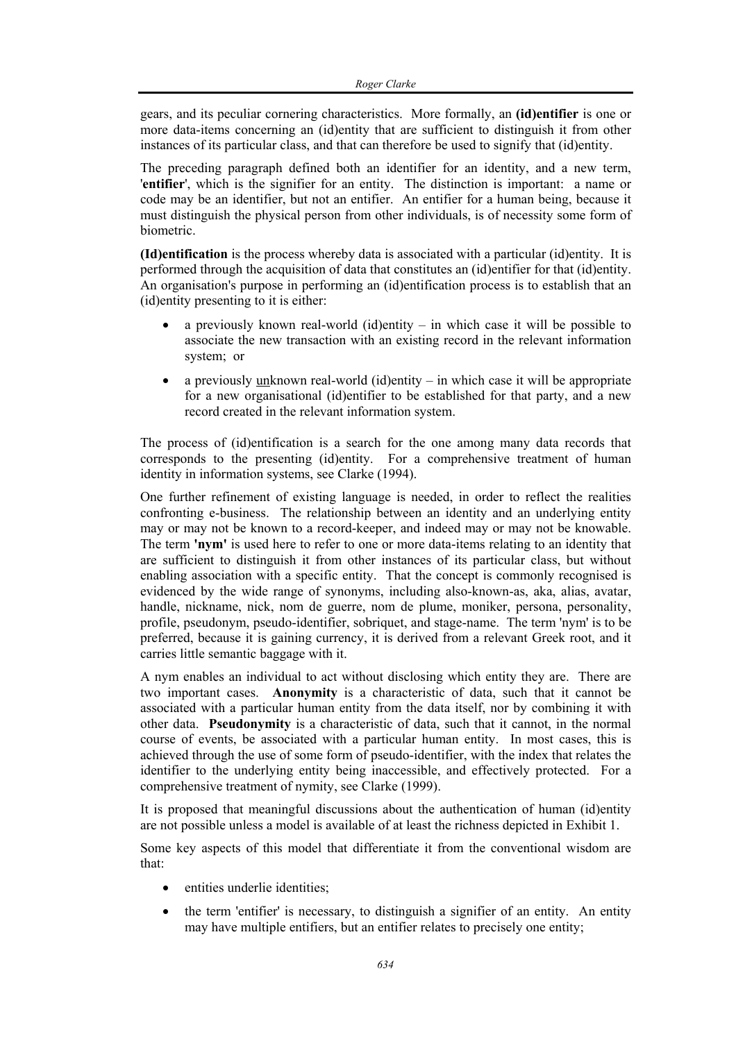gears, and its peculiar cornering characteristics. More formally, an **(id)entifier** is one or more data-items concerning an (id)entity that are sufficient to distinguish it from other instances of its particular class, and that can therefore be used to signify that (id)entity.

The preceding paragraph defined both an identifier for an identity, and a new term, '**entifier**', which is the signifier for an entity. The distinction is important: a name or code may be an identifier, but not an entifier. An entifier for a human being, because it must distinguish the physical person from other individuals, is of necessity some form of biometric.

**(Id)entification** is the process whereby data is associated with a particular (id)entity. It is performed through the acquisition of data that constitutes an (id)entifier for that (id)entity. An organisation's purpose in performing an (id)entification process is to establish that an (id)entity presenting to it is either:

- a previously known real-world (id)entity – in which case it will be possible to associate the new transaction with an existing record in the relevant information system; or
- a previously <u>un</u>known real-world (id)entity – in which case it will be appropriate for a new organisational (id)entifier to be established for that party, and a new record created in the relevant information system.

The process of (id)entification is a search for the one among many data records that corresponds to the presenting (id)entity. For a comprehensive treatment of human identity in information systems, see Clarke (1994).

One further refinement of existing language is needed, in order to reflect the realities confronting e-business. The relationship between an identity and an underlying entity may or may not be known to a record-keeper, and indeed may or may not be knowable. The term **'nym'** is used here to refer to one or more data-items relating to an identity that are sufficient to distinguish it from other instances of its particular class, but without enabling association with a specific entity. That the concept is commonly recognised is evidenced by the wide range of synonyms, including also-known-as, aka, alias, avatar, handle, nickname, nick, nom de guerre, nom de plume, moniker, persona, personality, profile, pseudonym, pseudo-identifier, sobriquet, and stage-name. The term 'nym' is to be preferred, because it is gaining currency, it is derived from a relevant Greek root, and it carries little semantic baggage with it.

A nym enables an individual to act without disclosing which entity they are. There are two important cases. **Anonymity** is a characteristic of data, such that it cannot be associated with a particular human entity from the data itself, nor by combining it with other data. **Pseudonymity** is a characteristic of data, such that it cannot, in the normal course of events, be associated with a particular human entity. In most cases, this is achieved through the use of some form of pseudo-identifier, with the index that relates the identifier to the underlying entity being inaccessible, and effectively protected. For a comprehensive treatment of nymity, see Clarke (1999).

It is proposed that meaningful discussions about the authentication of human (id)entity are not possible unless a model is available of at least the richness depicted in Exhibit 1.

Some key aspects of this model that differentiate it from the conventional wisdom are that:

- entities underlie identities;
- the term 'entifier' is necessary, to distinguish a signifier of an entity. An entity may have multiple entifiers, but an entifier relates to precisely one entity;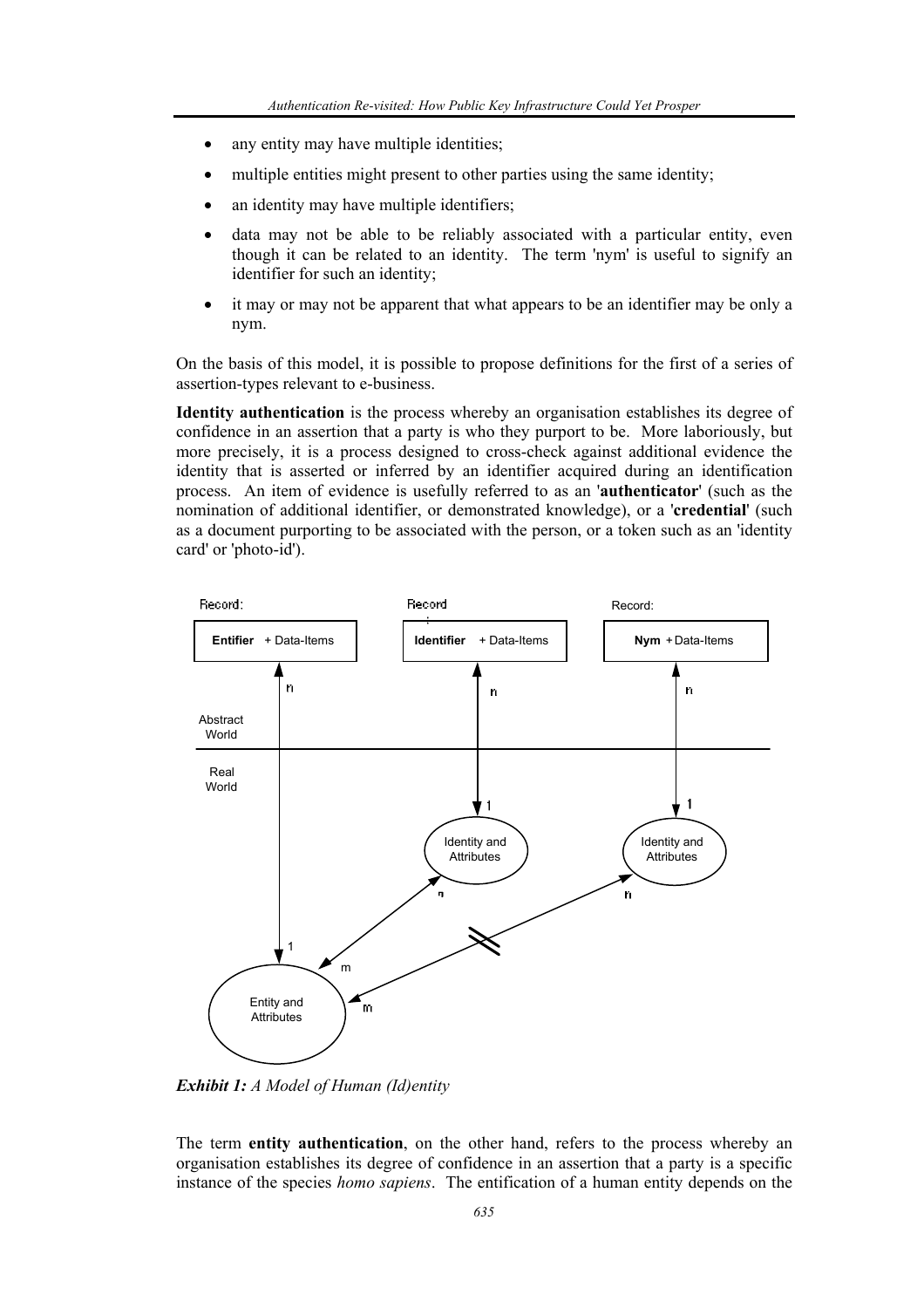- any entity may have multiple identities;
- multiple entities might present to other parties using the same identity;
- an identity may have multiple identifiers;
- data may not be able to be reliably associated with a particular entity, even though it can be related to an identity. The term 'nym' is useful to signify an identifier for such an identity;
- it may or may not be apparent that what appears to be an identifier may be only a nym.

On the basis of this model, it is possible to propose definitions for the first of a series of assertion-types relevant to e-business.

**Identity authentication** is the process whereby an organisation establishes its degree of confidence in an assertion that a party is who they purport to be. More laboriously, but more precisely, it is a process designed to cross-check against additional evidence the identity that is asserted or inferred by an identifier acquired during an identification process. An item of evidence is usefully referred to as an '**authenticator**' (such as the nomination of additional identifier, or demonstrated knowledge), or a '**credential**' (such as a document purporting to be associated with the person, or a token such as an 'identity card' or 'photo-id').

***Exhibit 1:*** *A Model of Human (Id)entity*

The term **entity authentication**, on the other hand, refers to the process whereby an organisation establishes its degree of confidence in an assertion that a party is a specific instance of the species *homo sapiens*. The entification of a human entity depends on the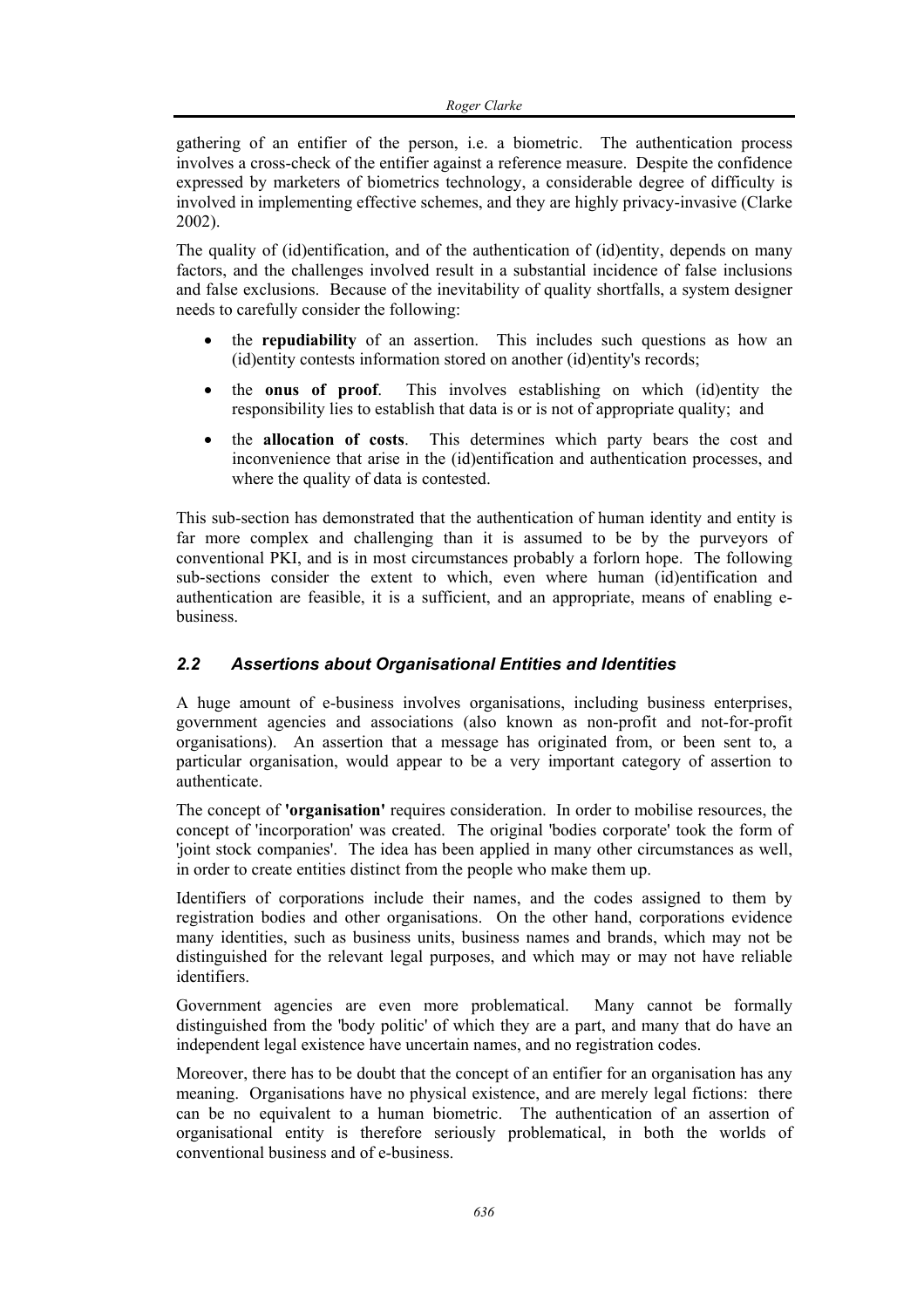gathering of an entifier of the person, i.e. a biometric. The authentication process involves a cross-check of the entifier against a reference measure. Despite the confidence expressed by marketers of biometrics technology, a considerable degree of difficulty is involved in implementing effective schemes, and they are highly privacy-invasive (Clarke 2002).

The quality of (id)entification, and of the authentication of (id)entity, depends on many factors, and the challenges involved result in a substantial incidence of false inclusions and false exclusions. Because of the inevitability of quality shortfalls, a system designer needs to carefully consider the following:

- the **repudiability** of an assertion. This includes such questions as how an (id)entity contests information stored on another (id)entity's records;
- the **onus of proof**. This involves establishing on which (id)entity the responsibility lies to establish that data is or is not of appropriate quality; and
- the **allocation of costs**. This determines which party bears the cost and inconvenience that arise in the (id)entification and authentication processes, and where the quality of data is contested.

This sub-section has demonstrated that the authentication of human identity and entity is far more complex and challenging than it is assumed to be by the purveyors of conventional PKI, and is in most circumstances probably a forlorn hope. The following sub-sections consider the extent to which, even where human (id)entification and authentication are feasible, it is a sufficient, and an appropriate, means of enabling e-business.

### *2.2 Assertions about Organisational Entities and Identities*

A huge amount of e-business involves organisations, including business enterprises, government agencies and associations (also known as non-profit and not-for-profit organisations). An assertion that a message has originated from, or been sent to, a particular organisation, would appear to be a very important category of assertion to authenticate.

The concept of **'organisation'** requires consideration. In order to mobilise resources, the concept of 'incorporation' was created. The original 'bodies corporate' took the form of 'joint stock companies'. The idea has been applied in many other circumstances as well, in order to create entities distinct from the people who make them up.

Identifiers of corporations include their names, and the codes assigned to them by registration bodies and other organisations. On the other hand, corporations evidence many identities, such as business units, business names and brands, which may not be distinguished for the relevant legal purposes, and which may or may not have reliable identifiers.

Government agencies are even more problematical. Many cannot be formally distinguished from the 'body politic' of which they are a part, and many that do have an independent legal existence have uncertain names, and no registration codes.

Moreover, there has to be doubt that the concept of an entifier for an organisation has any meaning. Organisations have no physical existence, and are merely legal fictions: there can be no equivalent to a human biometric. The authentication of an assertion of organisational entity is therefore seriously problematical, in both the worlds of conventional business and of e-business.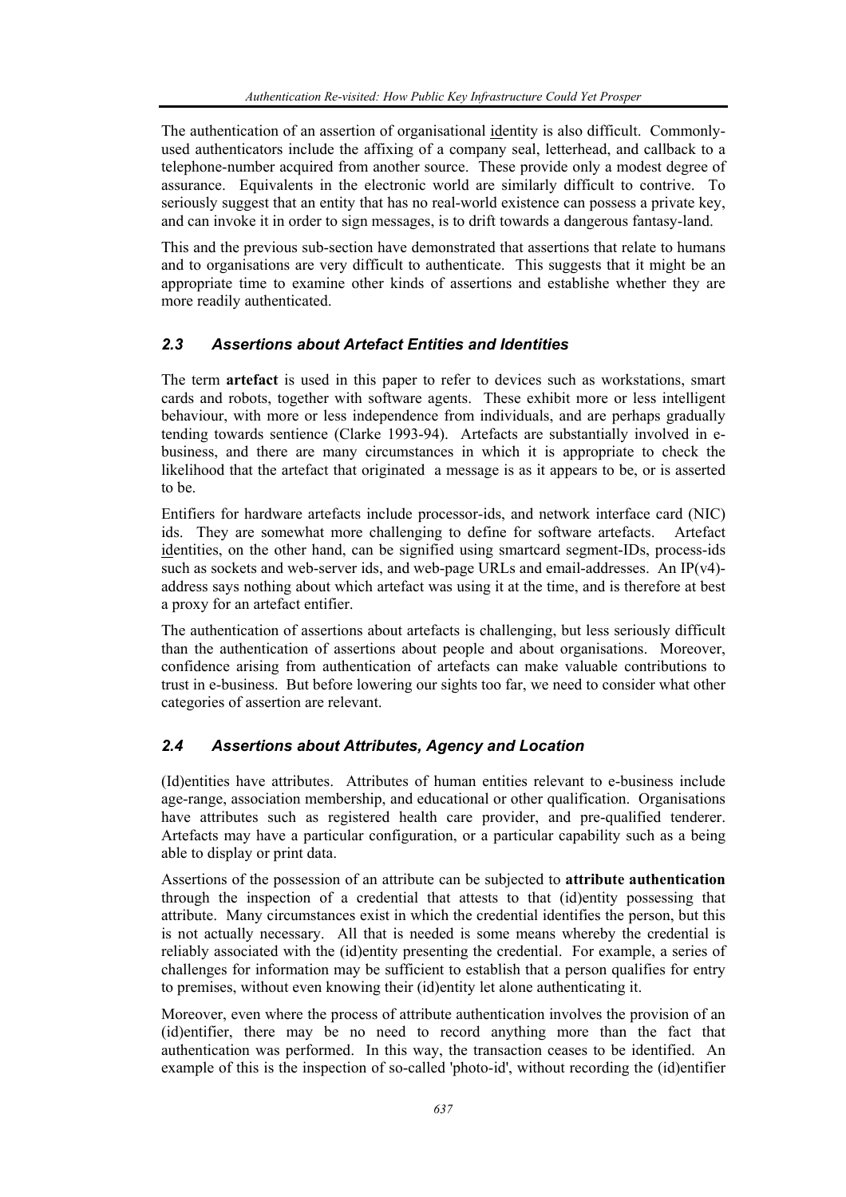The authentication of an assertion of organisational <u>id</u>entity is also difficult. Commonly-used authenticators include the affixing of a company seal, letterhead, and callback to a telephone-number acquired from another source. These provide only a modest degree of assurance. Equivalents in the electronic world are similarly difficult to contrive. To seriously suggest that an entity that has no real-world existence can possess a private key, and can invoke it in order to sign messages, is to drift towards a dangerous fantasy-land.

This and the previous sub-section have demonstrated that assertions that relate to humans and to organisations are very difficult to authenticate. This suggests that it might be an appropriate time to examine other kinds of assertions and establishe whether they are more readily authenticated.

### *2.3 Assertions about Artefact Entities and Identities*

The term **artefact** is used in this paper to refer to devices such as workstations, smart cards and robots, together with software agents. These exhibit more or less intelligent behaviour, with more or less independence from individuals, and are perhaps gradually tending towards sentience (Clarke 1993-94). Artefacts are substantially involved in e-business, and there are many circumstances in which it is appropriate to check the likelihood that the artefact that originated a message is as it appears to be, or is asserted to be.

Entifiers for hardware artefacts include processor-ids, and network interface card (NIC) ids. They are somewhat more challenging to define for software artefacts. Artefact <u>id</u>entities, on the other hand, can be signified using smartcard segment-IDs, process-ids such as sockets and web-server ids, and web-page URLs and email-addresses. An IP(v4)-address says nothing about which artefact was using it at the time, and is therefore at best a proxy for an artefact entifier.

The authentication of assertions about artefacts is challenging, but less seriously difficult than the authentication of assertions about people and about organisations. Moreover, confidence arising from authentication of artefacts can make valuable contributions to trust in e-business. But before lowering our sights too far, we need to consider what other categories of assertion are relevant.

### *2.4 Assertions about Attributes, Agency and Location*

(Id)entities have attributes. Attributes of human entities relevant to e-business include age-range, association membership, and educational or other qualification. Organisations have attributes such as registered health care provider, and pre-qualified tenderer. Artefacts may have a particular configuration, or a particular capability such as a being able to display or print data.

Assertions of the possession of an attribute can be subjected to **attribute authentication** through the inspection of a credential that attests to that (id)entity possessing that attribute. Many circumstances exist in which the credential identifies the person, but this is not actually necessary. All that is needed is some means whereby the credential is reliably associated with the (id)entity presenting the credential. For example, a series of challenges for information may be sufficient to establish that a person qualifies for entry to premises, without even knowing their (id)entity let alone authenticating it.

Moreover, even where the process of attribute authentication involves the provision of an (id)entifier, there may be no need to record anything more than the fact that authentication was performed. In this way, the transaction ceases to be identified. An example of this is the inspection of so-called 'photo-id', without recording the (id)entifier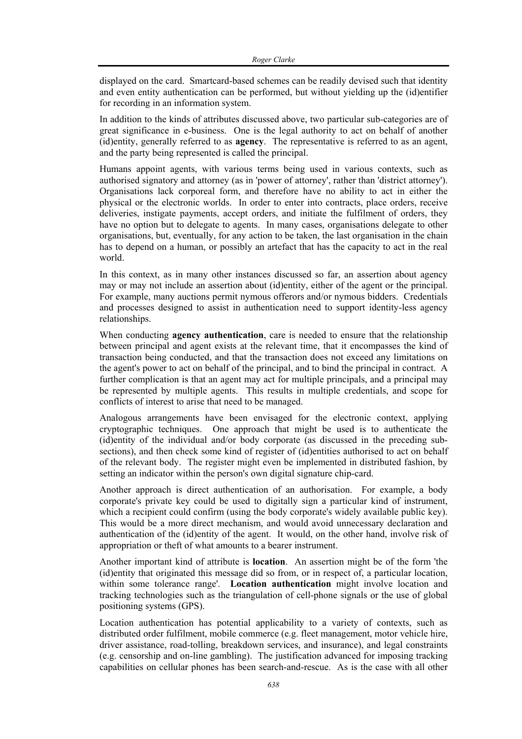displayed on the card. Smartcard-based schemes can be readily devised such that identity and even entity authentication can be performed, but without yielding up the (id)entifier for recording in an information system.

In addition to the kinds of attributes discussed above, two particular sub-categories are of great significance in e-business. One is the legal authority to act on behalf of another (id)entity, generally referred to as **agency**. The representative is referred to as an agent, and the party being represented is called the principal.

Humans appoint agents, with various terms being used in various contexts, such as authorised signatory and attorney (as in 'power of attorney', rather than 'district attorney'). Organisations lack corporeal form, and therefore have no ability to act in either the physical or the electronic worlds. In order to enter into contracts, place orders, receive deliveries, instigate payments, accept orders, and initiate the fulfilment of orders, they have no option but to delegate to agents. In many cases, organisations delegate to other organisations, but, eventually, for any action to be taken, the last organisation in the chain has to depend on a human, or possibly an artefact that has the capacity to act in the real world.

In this context, as in many other instances discussed so far, an assertion about agency may or may not include an assertion about (id)entity, either of the agent or the principal. For example, many auctions permit nymous offerors and/or nymous bidders. Credentials and processes designed to assist in authentication need to support identity-less agency relationships.

When conducting **agency authentication**, care is needed to ensure that the relationship between principal and agent exists at the relevant time, that it encompasses the kind of transaction being conducted, and that the transaction does not exceed any limitations on the agent's power to act on behalf of the principal, and to bind the principal in contract. A further complication is that an agent may act for multiple principals, and a principal may be represented by multiple agents. This results in multiple credentials, and scope for conflicts of interest to arise that need to be managed.

Analogous arrangements have been envisaged for the electronic context, applying cryptographic techniques. One approach that might be used is to authenticate the (id)entity of the individual and/or body corporate (as discussed in the preceding sub-sections), and then check some kind of register of (id)entities authorised to act on behalf of the relevant body. The register might even be implemented in distributed fashion, by setting an indicator within the person's own digital signature chip-card.

Another approach is direct authentication of an authorisation. For example, a body corporate's private key could be used to digitally sign a particular kind of instrument, which a recipient could confirm (using the body corporate's widely available public key). This would be a more direct mechanism, and would avoid unnecessary declaration and authentication of the (id)entity of the agent. It would, on the other hand, involve risk of appropriation or theft of what amounts to a bearer instrument.

Another important kind of attribute is **location**. An assertion might be of the form 'the (id)entity that originated this message did so from, or in respect of, a particular location, within some tolerance range'. **Location authentication** might involve location and tracking technologies such as the triangulation of cell-phone signals or the use of global positioning systems (GPS).

Location authentication has potential applicability to a variety of contexts, such as distributed order fulfilment, mobile commerce (e.g. fleet management, motor vehicle hire, driver assistance, road-tolling, breakdown services, and insurance), and legal constraints (e.g. censorship and on-line gambling). The justification advanced for imposing tracking capabilities on cellular phones has been search-and-rescue. As is the case with all other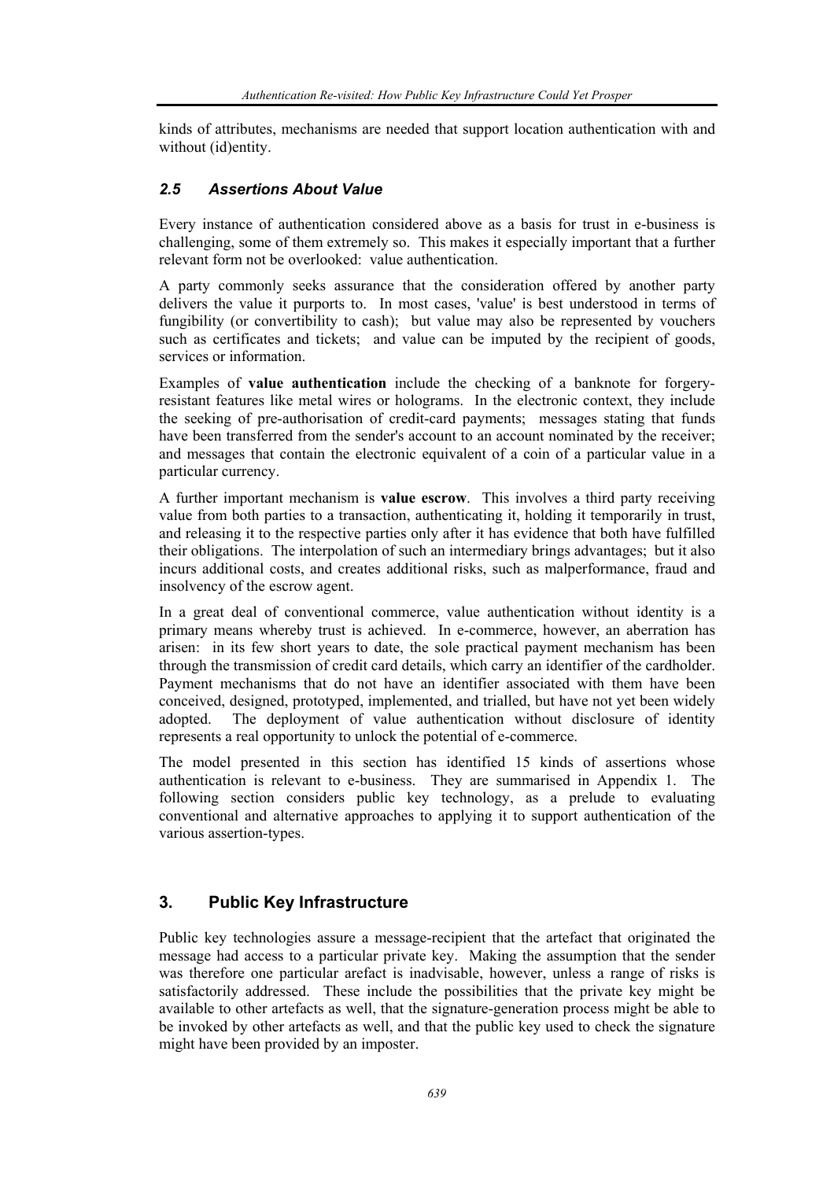kinds of attributes, mechanisms are needed that support location authentication with and without (id)entity.

### *2.5 Assertions About Value*

Every instance of authentication considered above as a basis for trust in e-business is challenging, some of them extremely so. This makes it especially important that a further relevant form not be overlooked: value authentication.

A party commonly seeks assurance that the consideration offered by another party delivers the value it purports to. In most cases, 'value' is best understood in terms of fungibility (or convertibility to cash); but value may also be represented by vouchers such as certificates and tickets; and value can be imputed by the recipient of goods, services or information.

Examples of **value authentication** include the checking of a banknote for forgery-resistant features like metal wires or holograms. In the electronic context, they include the seeking of pre-authorisation of credit-card payments; messages stating that funds have been transferred from the sender's account to an account nominated by the receiver; and messages that contain the electronic equivalent of a coin of a particular value in a particular currency.

A further important mechanism is **value escrow**. This involves a third party receiving value from both parties to a transaction, authenticating it, holding it temporarily in trust, and releasing it to the respective parties only after it has evidence that both have fulfilled their obligations. The interpolation of such an intermediary brings advantages; but it also incurs additional costs, and creates additional risks, such as malperformance, fraud and insolvency of the escrow agent.

In a great deal of conventional commerce, value authentication without identity is a primary means whereby trust is achieved. In e-commerce, however, an aberration has arisen: in its few short years to date, the sole practical payment mechanism has been through the transmission of credit card details, which carry an identifier of the cardholder. Payment mechanisms that do not have an identifier associated with them have been conceived, designed, prototyped, implemented, and trialled, but have not yet been widely adopted. The deployment of value authentication without disclosure of identity represents a real opportunity to unlock the potential of e-commerce.

The model presented in this section has identified 15 kinds of assertions whose authentication is relevant to e-business. They are summarised in Appendix 1. The following section considers public key technology, as a prelude to evaluating conventional and alternative approaches to applying it to support authentication of the various assertion-types.

## 3. Public Key Infrastructure

Public key technologies assure a message-recipient that the artefact that originated the message had access to a particular private key. Making the assumption that the sender was therefore one particular arefact is inadvisable, however, unless a range of risks is satisfactorily addressed. These include the possibilities that the private key might be available to other artefacts as well, that the signature-generation process might be able to be invoked by other artefacts as well, and that the public key used to check the signature might have been provided by an imposter.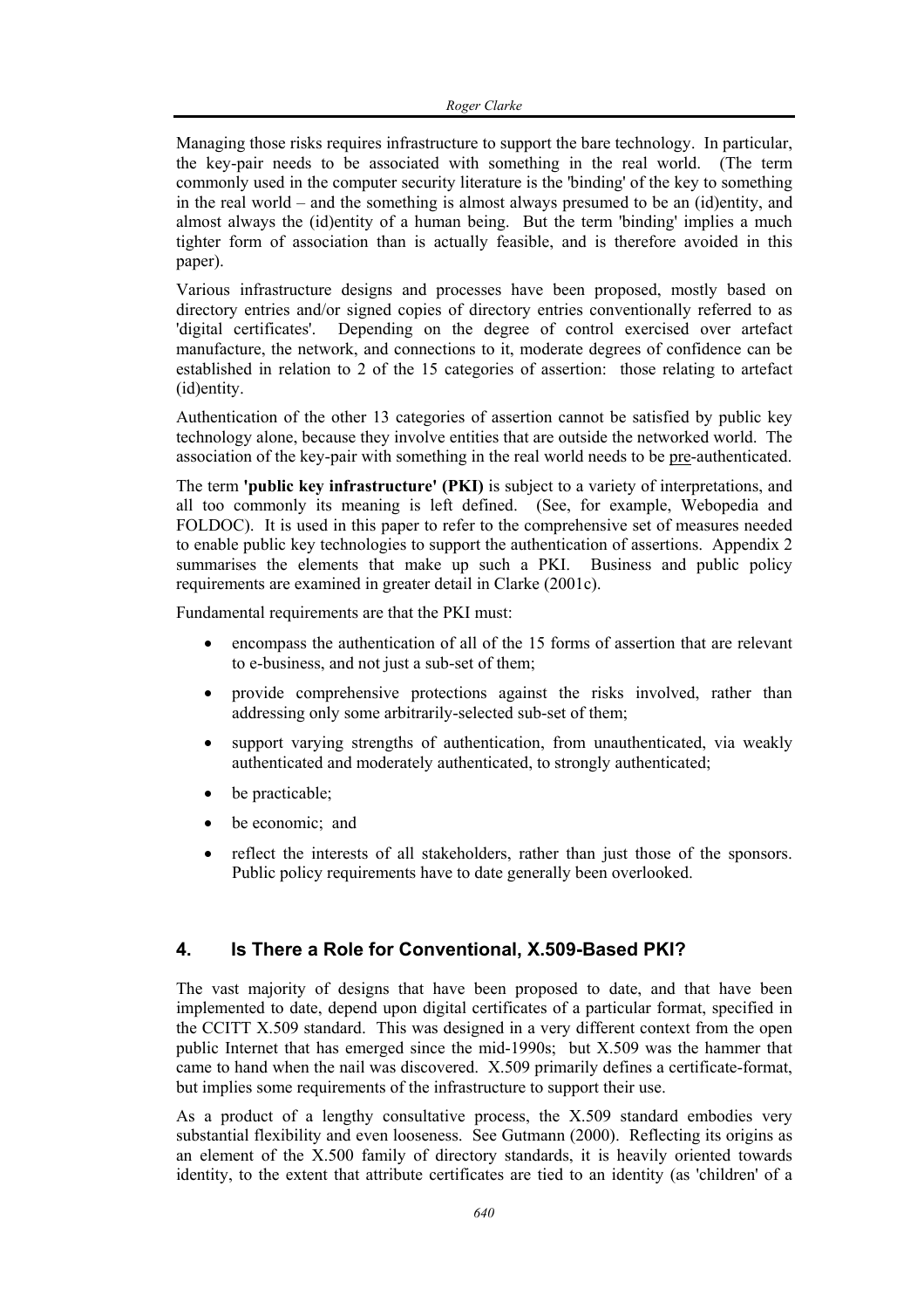Managing those risks requires infrastructure to support the bare technology. In particular, the key-pair needs to be associated with something in the real world. (The term commonly used in the computer security literature is the 'binding' of the key to something in the real world – and the something is almost always presumed to be an (id)entity, and almost always the (id)entity of a human being. But the term 'binding' implies a much tighter form of association than is actually feasible, and is therefore avoided in this paper).

Various infrastructure designs and processes have been proposed, mostly based on directory entries and/or signed copies of directory entries conventionally referred to as 'digital certificates'. Depending on the degree of control exercised over artefact manufacture, the network, and connections to it, moderate degrees of confidence can be established in relation to 2 of the 15 categories of assertion: those relating to artefact (id)entity.

Authentication of the other 13 categories of assertion cannot be satisfied by public key technology alone, because they involve entities that are outside the networked world. The association of the key-pair with something in the real world needs to be pre-authenticated.

The term **'public key infrastructure' (PKI)** is subject to a variety of interpretations, and all too commonly its meaning is left defined. (See, for example, Webopedia and FOLDOC). It is used in this paper to refer to the comprehensive set of measures needed to enable public key technologies to support the authentication of assertions. Appendix 2 summarises the elements that make up such a PKI. Business and public policy requirements are examined in greater detail in Clarke (2001c).

Fundamental requirements are that the PKI must:

- encompass the authentication of all of the 15 forms of assertion that are relevant to e-business, and not just a sub-set of them;
- provide comprehensive protections against the risks involved, rather than addressing only some arbitrarily-selected sub-set of them;
- support varying strengths of authentication, from unauthenticated, via weakly authenticated and moderately authenticated, to strongly authenticated;
- be practicable;
- be economic; and
- reflect the interests of all stakeholders, rather than just those of the sponsors. Public policy requirements have to date generally been overlooked.

## 4. Is There a Role for Conventional, X.509-Based PKI?

The vast majority of designs that have been proposed to date, and that have been implemented to date, depend upon digital certificates of a particular format, specified in the CCITT X.509 standard. This was designed in a very different context from the open public Internet that has emerged since the mid-1990s; but X.509 was the hammer that came to hand when the nail was discovered. X.509 primarily defines a certificate-format, but implies some requirements of the infrastructure to support their use.

As a product of a lengthy consultative process, the X.509 standard embodies very substantial flexibility and even looseness. See Gutmann (2000). Reflecting its origins as an element of the X.500 family of directory standards, it is heavily oriented towards identity, to the extent that attribute certificates are tied to an identity (as 'children' of a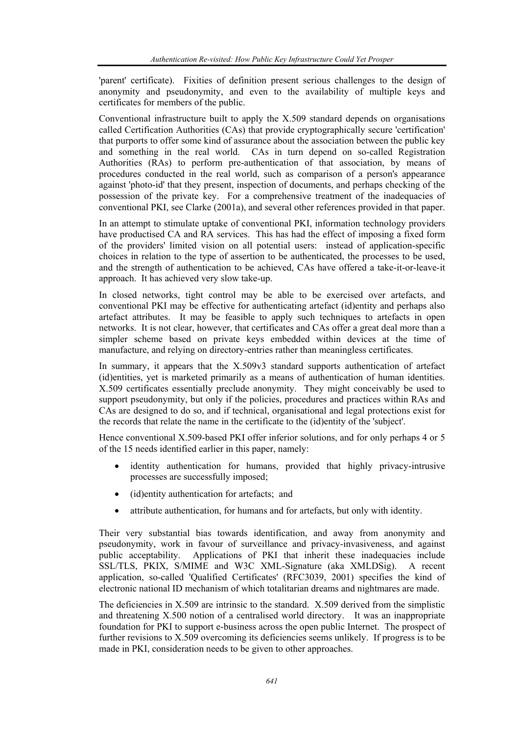'parent' certificate). Fixities of definition present serious challenges to the design of anonymity and pseudonymity, and even to the availability of multiple keys and certificates for members of the public.

Conventional infrastructure built to apply the X.509 standard depends on organisations called Certification Authorities (CAs) that provide cryptographically secure 'certification' that purports to offer some kind of assurance about the association between the public key and something in the real world. CAs in turn depend on so-called Registration Authorities (RAs) to perform pre-authentication of that association, by means of procedures conducted in the real world, such as comparison of a person's appearance against 'photo-id' that they present, inspection of documents, and perhaps checking of the possession of the private key. For a comprehensive treatment of the inadequacies of conventional PKI, see Clarke (2001a), and several other references provided in that paper.

In an attempt to stimulate uptake of conventional PKI, information technology providers have productised CA and RA services. This has had the effect of imposing a fixed form of the providers' limited vision on all potential users: instead of application-specific choices in relation to the type of assertion to be authenticated, the processes to be used, and the strength of authentication to be achieved, CAs have offered a take-it-or-leave-it approach. It has achieved very slow take-up.

In closed networks, tight control may be able to be exercised over artefacts, and conventional PKI may be effective for authenticating artefact (id)entity and perhaps also artefact attributes. It may be feasible to apply such techniques to artefacts in open networks. It is not clear, however, that certificates and CAs offer a great deal more than a simpler scheme based on private keys embedded within devices at the time of manufacture, and relying on directory-entries rather than meaningless certificates.

In summary, it appears that the X.509v3 standard supports authentication of artefact (id)entities, yet is marketed primarily as a means of authentication of human identities. X.509 certificates essentially preclude anonymity. They might conceivably be used to support pseudonymity, but only if the policies, procedures and practices within RAs and CAs are designed to do so, and if technical, organisational and legal protections exist for the records that relate the name in the certificate to the (id)entity of the 'subject'.

Hence conventional X.509-based PKI offer inferior solutions, and for only perhaps 4 or 5 of the 15 needs identified earlier in this paper, namely:

- identity authentication for humans, provided that highly privacy-intrusive processes are successfully imposed;
- (id)entity authentication for artefacts; and
- attribute authentication, for humans and for artefacts, but only with identity.

Their very substantial bias towards identification, and away from anonymity and pseudonymity, work in favour of surveillance and privacy-invasiveness, and against public acceptability. Applications of PKI that inherit these inadequacies include SSL/TLS, PKIX, S/MIME and W3C XML-Signature (aka XMLDSig). A recent application, so-called 'Qualified Certificates' (RFC3039, 2001) specifies the kind of electronic national ID mechanism of which totalitarian dreams and nightmares are made.

The deficiencies in X.509 are intrinsic to the standard. X.509 derived from the simplistic and threatening X.500 notion of a centralised world directory. It was an inappropriate foundation for PKI to support e-business across the open public Internet. The prospect of further revisions to X.509 overcoming its deficiencies seems unlikely. If progress is to be made in PKI, consideration needs to be given to other approaches.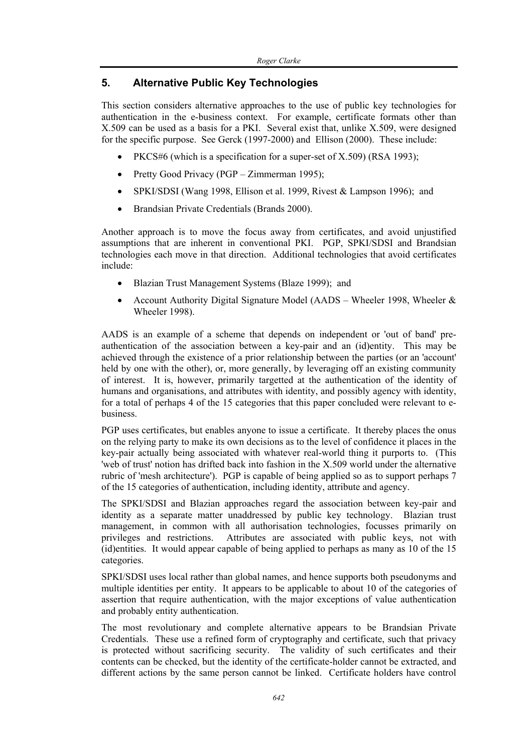## 5. Alternative Public Key Technologies

This section considers alternative approaches to the use of public key technologies for authentication in the e-business context. For example, certificate formats other than X.509 can be used as a basis for a PKI. Several exist that, unlike X.509, were designed for the specific purpose. See Gerck (1997-2000) and Ellison (2000). These include:

- PKCS#6 (which is a specification for a super-set of X.509) (RSA 1993);
- Pretty Good Privacy (PGP – Zimmerman 1995);
- SPKI/SDSI (Wang 1998, Ellison et al. 1999, Rivest & Lampson 1996); and
- Brandsian Private Credentials (Brands 2000).

Another approach is to move the focus away from certificates, and avoid unjustified assumptions that are inherent in conventional PKI. PGP, SPKI/SDSI and Brandsian technologies each move in that direction. Additional technologies that avoid certificates include:

- Blazian Trust Management Systems (Blaze 1999); and
- Account Authority Digital Signature Model (AADS – Wheeler 1998, Wheeler & Wheeler 1998).

AADS is an example of a scheme that depends on independent or 'out of band' pre-authentication of the association between a key-pair and an (id)entity. This may be achieved through the existence of a prior relationship between the parties (or an 'account' held by one with the other), or, more generally, by leveraging off an existing community of interest. It is, however, primarily targetted at the authentication of the identity of humans and organisations, and attributes with identity, and possibly agency with identity, for a total of perhaps 4 of the 15 categories that this paper concluded were relevant to e-business.

PGP uses certificates, but enables anyone to issue a certificate. It thereby places the onus on the relying party to make its own decisions as to the level of confidence it places in the key-pair actually being associated with whatever real-world thing it purports to. (This 'web of trust' notion has drifted back into fashion in the X.509 world under the alternative rubric of 'mesh architecture'). PGP is capable of being applied so as to support perhaps 7 of the 15 categories of authentication, including identity, attribute and agency.

The SPKI/SDSI and Blazian approaches regard the association between key-pair and identity as a separate matter unaddressed by public key technology. Blazian trust management, in common with all authorisation technologies, focusses primarily on privileges and restrictions. Attributes are associated with public keys, not with (id)entities. It would appear capable of being applied to perhaps as many as 10 of the 15 categories.

SPKI/SDSI uses local rather than global names, and hence supports both pseudonyms and multiple identities per entity. It appears to be applicable to about 10 of the categories of assertion that require authentication, with the major exceptions of value authentication and probably entity authentication.

The most revolutionary and complete alternative appears to be Brandsian Private Credentials. These use a refined form of cryptography and certificate, such that privacy is protected without sacrificing security. The validity of such certificates and their contents can be checked, but the identity of the certificate-holder cannot be extracted, and different actions by the same person cannot be linked. Certificate holders have control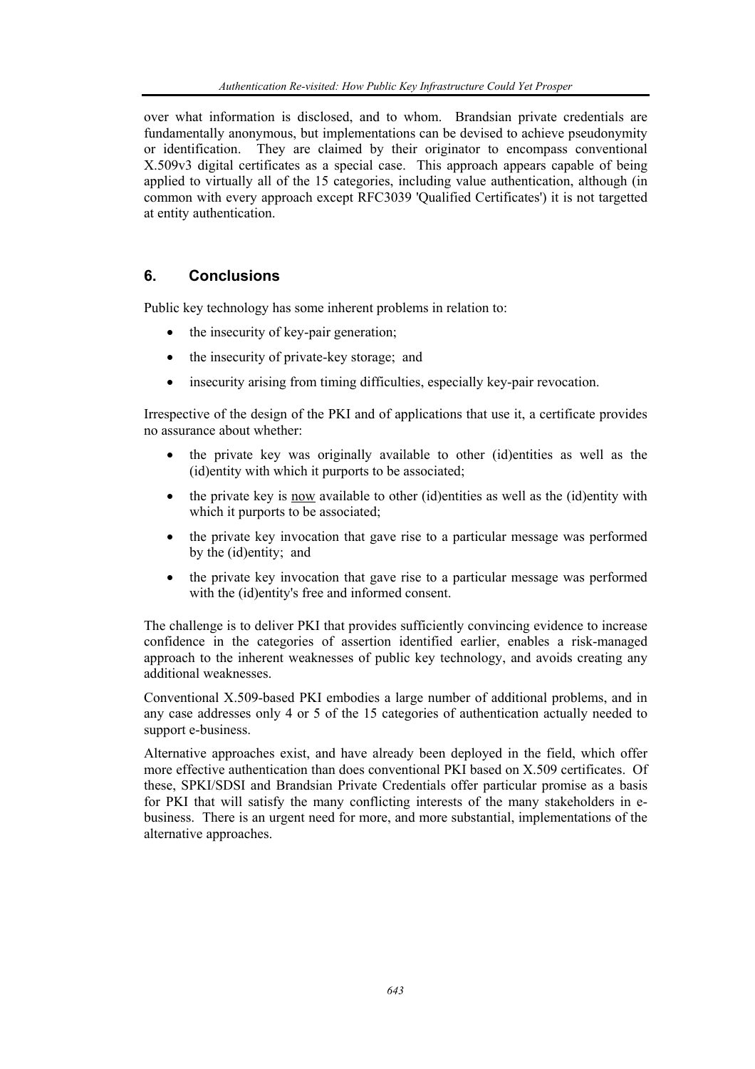over what information is disclosed, and to whom. Brandsian private credentials are fundamentally anonymous, but implementations can be devised to achieve pseudonymity or identification. They are claimed by their originator to encompass conventional X.509v3 digital certificates as a special case. This approach appears capable of being applied to virtually all of the 15 categories, including value authentication, although (in common with every approach except RFC3039 'Qualified Certificates') it is not targetted at entity authentication.

## 6. Conclusions

Public key technology has some inherent problems in relation to:

- the insecurity of key-pair generation;
- the insecurity of private-key storage; and
- insecurity arising from timing difficulties, especially key-pair revocation.

Irrespective of the design of the PKI and of applications that use it, a certificate provides no assurance about whether:

- the private key was originally available to other (id)entities as well as the (id)entity with which it purports to be associated;
- the private key is <u>now</u> available to other (id)entities as well as the (id)entity with which it purports to be associated;
- the private key invocation that gave rise to a particular message was performed by the (id)entity; and
- the private key invocation that gave rise to a particular message was performed with the (id)entity's free and informed consent.

The challenge is to deliver PKI that provides sufficiently convincing evidence to increase confidence in the categories of assertion identified earlier, enables a risk-managed approach to the inherent weaknesses of public key technology, and avoids creating any additional weaknesses.

Conventional X.509-based PKI embodies a large number of additional problems, and in any case addresses only 4 or 5 of the 15 categories of authentication actually needed to support e-business.

Alternative approaches exist, and have already been deployed in the field, which offer more effective authentication than does conventional PKI based on X.509 certificates. Of these, SPKI/SDSI and Brandsian Private Credentials offer particular promise as a basis for PKI that will satisfy the many conflicting interests of the many stakeholders in e-business. There is an urgent need for more, and more substantial, implementations of the alternative approaches.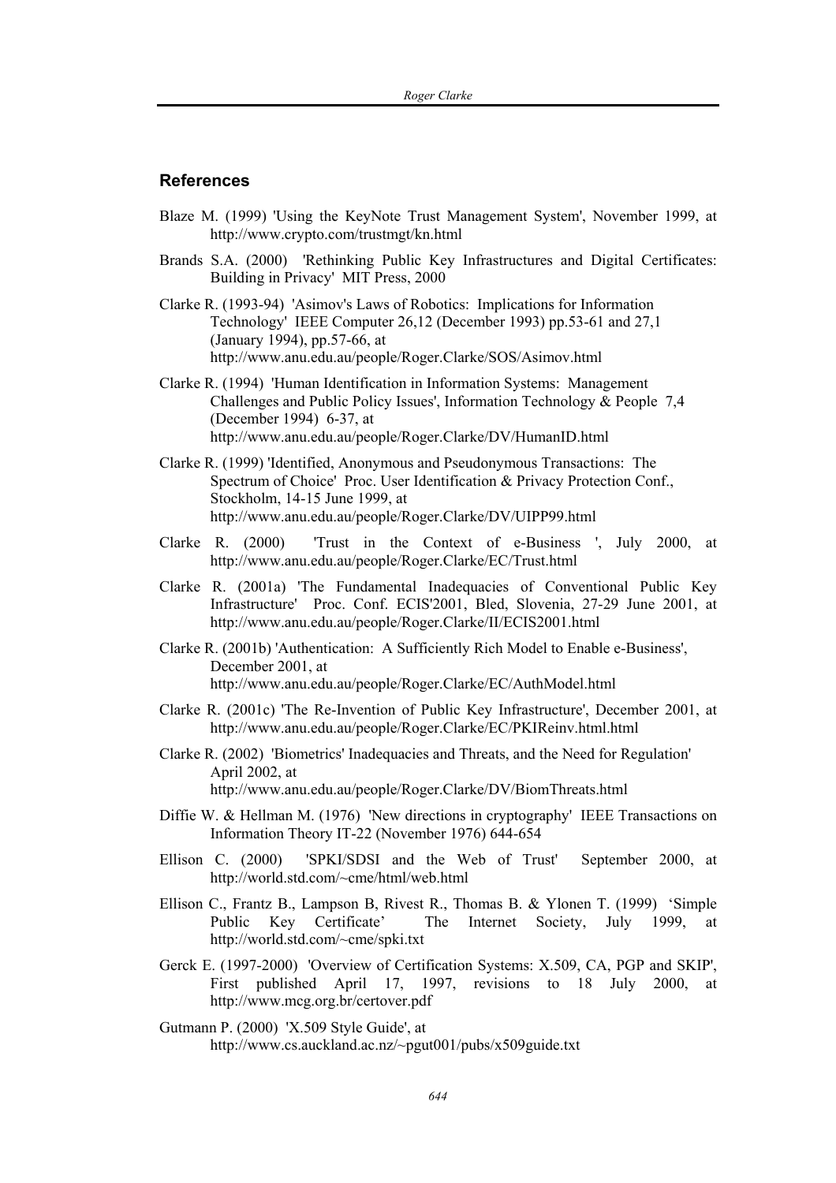## References

Blaze M. (1999) 'Using the KeyNote Trust Management System', November 1999, at http://www.crypto.com/trustmgt/kn.html

Brands S.A. (2000) 'Rethinking Public Key Infrastructures and Digital Certificates: Building in Privacy' MIT Press, 2000

Clarke R. (1993-94) 'Asimov's Laws of Robotics: Implications for Information Technology' IEEE Computer 26,12 (December 1993) pp.53-61 and 27,1 (January 1994), pp.57-66, at http://www.anu.edu.au/people/Roger.Clarke/SOS/Asimov.html

Clarke R. (1994) 'Human Identification in Information Systems: Management Challenges and Public Policy Issues', Information Technology & People 7,4 (December 1994) 6-37, at http://www.anu.edu.au/people/Roger.Clarke/DV/HumanID.html

Clarke R. (1999) 'Identified, Anonymous and Pseudonymous Transactions: The Spectrum of Choice' Proc. User Identification & Privacy Protection Conf., Stockholm, 14-15 June 1999, at http://www.anu.edu.au/people/Roger.Clarke/DV/UIPP99.html

Clarke R. (2000) 'Trust in the Context of e-Business ', July 2000, at http://www.anu.edu.au/people/Roger.Clarke/EC/Trust.html

Clarke R. (2001a) 'The Fundamental Inadequacies of Conventional Public Key Infrastructure' Proc. Conf. ECIS'2001, Bled, Slovenia, 27-29 June 2001, at http://www.anu.edu.au/people/Roger.Clarke/II/ECIS2001.html

Clarke R. (2001b) 'Authentication: A Sufficiently Rich Model to Enable e-Business', December 2001, at http://www.anu.edu.au/people/Roger.Clarke/EC/AuthModel.html

Clarke R. (2001c) 'The Re-Invention of Public Key Infrastructure', December 2001, at http://www.anu.edu.au/people/Roger.Clarke/EC/PKIReinv.html.html

Clarke R. (2002) 'Biometrics' Inadequacies and Threats, and the Need for Regulation' April 2002, at http://www.anu.edu.au/people/Roger.Clarke/DV/BiomThreats.html

Diffie W. & Hellman M. (1976) 'New directions in cryptography' IEEE Transactions on Information Theory IT-22 (November 1976) 644-654

Ellison C. (2000) 'SPKI/SDSI and the Web of Trust' September 2000, at http://world.std.com/~cme/html/web.html

Ellison C., Frantz B., Lampson B, Rivest R., Thomas B. & Ylonen T. (1999) 'Simple Public Key Certificate' The Internet Society, July 1999, at http://world.std.com/~cme/spki.txt

Gerck E. (1997-2000) 'Overview of Certification Systems: X.509, CA, PGP and SKIP', First published April 17, 1997, revisions to 18 July 2000, at http://www.mcg.org.br/certover.pdf

Gutmann P. (2000) 'X.509 Style Guide', at http://www.cs.auckland.ac.nz/~pgut001/pubs/x509guide.txt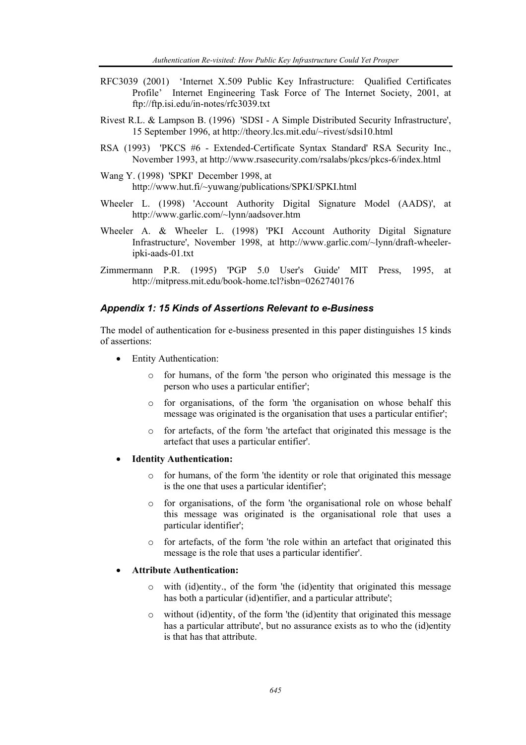RFC3039 (2001) 'Internet X.509 Public Key Infrastructure: Qualified Certificates Profile' Internet Engineering Task Force of The Internet Society, 2001, at ftp://ftp.isi.edu/in-notes/rfc3039.txt

Rivest R.L. & Lampson B. (1996) 'SDSI - A Simple Distributed Security Infrastructure', 15 September 1996, at http://theory.lcs.mit.edu/~rivest/sdsi10.html

RSA (1993) 'PKCS #6 - Extended-Certificate Syntax Standard' RSA Security Inc., November 1993, at http://www.rsasecurity.com/rsalabs/pkcs/pkcs-6/index.html

Wang Y. (1998) 'SPKI' December 1998, at http://www.hut.fi/~yuwang/publications/SPKI/SPKI.html

Wheeler L. (1998) 'Account Authority Digital Signature Model (AADS)', at http://www.garlic.com/~lynn/aadsover.htm

Wheeler A. & Wheeler L. (1998) 'PKI Account Authority Digital Signature Infrastructure', November 1998, at http://www.garlic.com/~lynn/draft-wheeler-ipki-aads-01.txt

Zimmermann P.R. (1995) 'PGP 5.0 User's Guide' MIT Press, 1995, at http://mitpress.mit.edu/book-home.tcl?isbn=0262740176

### *Appendix 1: 15 Kinds of Assertions Relevant to e-Business*

The model of authentication for e-business presented in this paper distinguishes 15 kinds of assertions:

- Entity Authentication:
  - for humans, of the form 'the person who originated this message is the person who uses a particular entifier';
  - for organisations, of the form 'the organisation on whose behalf this message was originated is the organisation that uses a particular entifier';
  - for artefacts, of the form 'the artefact that originated this message is the artefact that uses a particular entifier'.
- **Identity Authentication:**
  - for humans, of the form 'the identity or role that originated this message is the one that uses a particular identifier';
  - for organisations, of the form 'the organisational role on whose behalf this message was originated is the organisational role that uses a particular identifier';
  - for artefacts, of the form 'the role within an artefact that originated this message is the role that uses a particular identifier'.
- **Attribute Authentication:**
  - with (id)entity., of the form 'the (id)entity that originated this message has both a particular (id)entifier, and a particular attribute';
  - without (id)entity, of the form 'the (id)entity that originated this message has a particular attribute', but no assurance exists as to who the (id)entity is that has that attribute.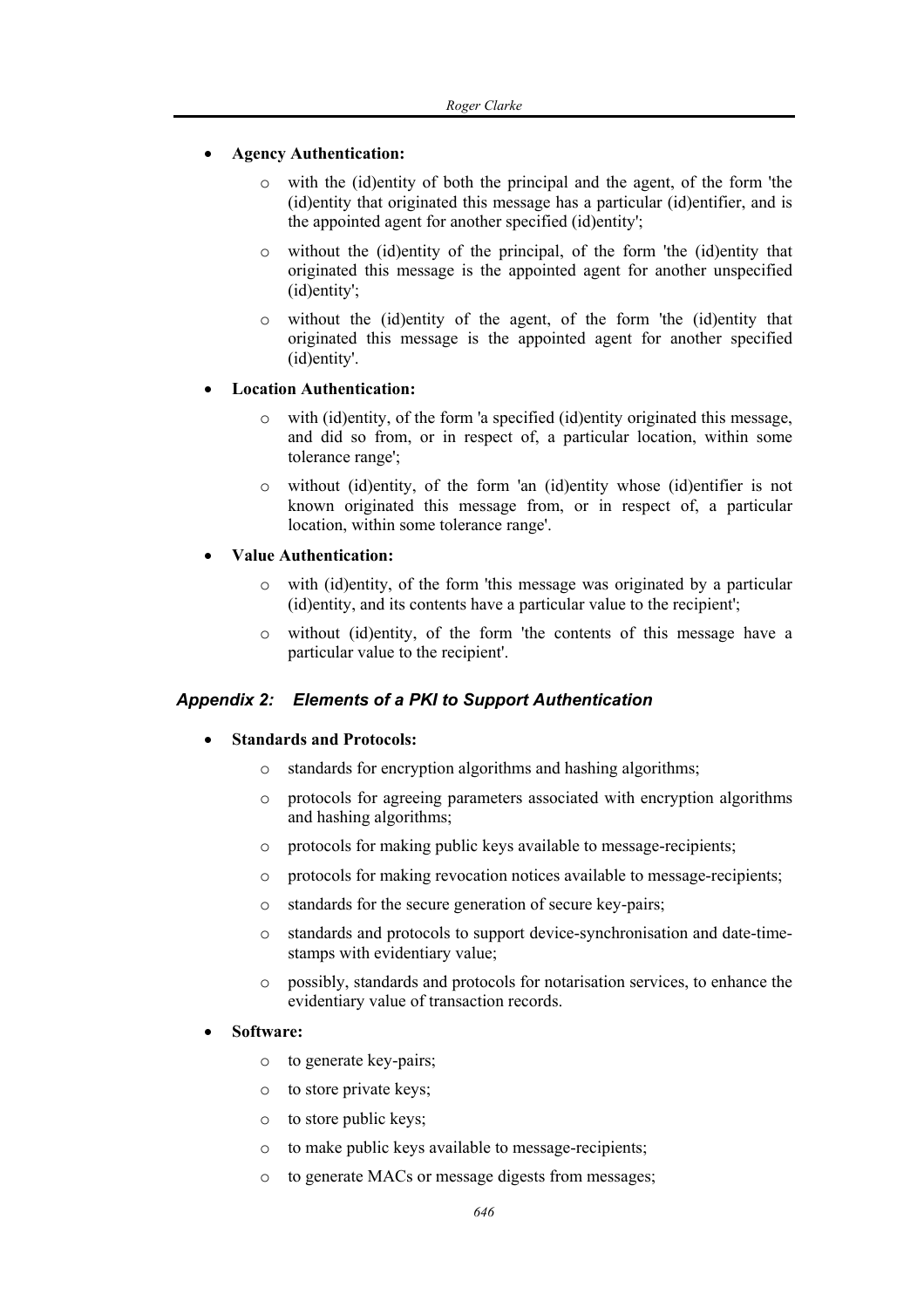- **Agency Authentication:**
    - with the (id)entity of both the principal and the agent, of the form 'the (id)entity that originated this message has a particular (id)entifier, and is the appointed agent for another specified (id)entity';
    - without the (id)entity of the principal, of the form 'the (id)entity that originated this message is the appointed agent for another unspecified (id)entity';
    - without the (id)entity of the agent, of the form 'the (id)entity that originated this message is the appointed agent for another specified (id)entity'.
- **Location Authentication:**
    - with (id)entity, of the form 'a specified (id)entity originated this message, and did so from, or in respect of, a particular location, within some tolerance range';
    - without (id)entity, of the form 'an (id)entity whose (id)entifier is not known originated this message from, or in respect of, a particular location, within some tolerance range'.
- **Value Authentication:**
    - with (id)entity, of the form 'this message was originated by a particular (id)entity, and its contents have a particular value to the recipient';
    - without (id)entity, of the form 'the contents of this message have a particular value to the recipient'.

### *Appendix 2: Elements of a PKI to Support Authentication*

- **Standards and Protocols:**
    - standards for encryption algorithms and hashing algorithms;
    - protocols for agreeing parameters associated with encryption algorithms and hashing algorithms;
    - protocols for making public keys available to message-recipients;
    - protocols for making revocation notices available to message-recipients;
    - standards for the secure generation of secure key-pairs;
    - standards and protocols to support device-synchronisation and date-time-stamps with evidentiary value;
    - possibly, standards and protocols for notarisation services, to enhance the evidentiary value of transaction records.
- **Software:**
    - to generate key-pairs;
    - to store private keys;
    - to store public keys;
    - to make public keys available to message-recipients;
    - to generate MACs or message digests from messages;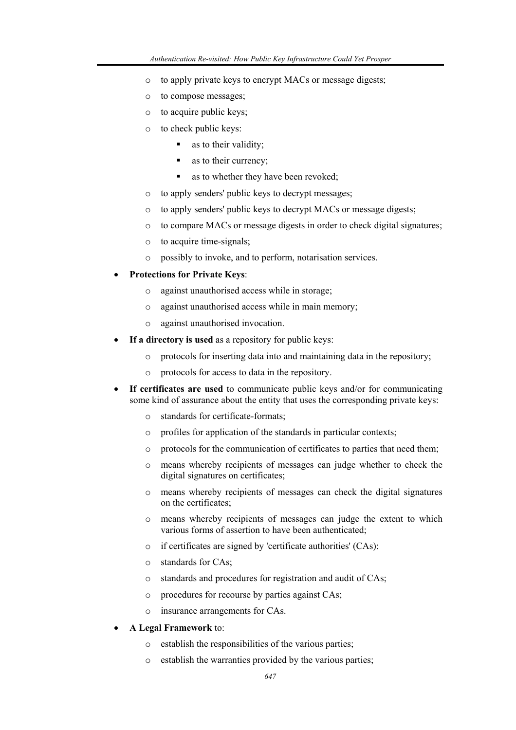- to apply private keys to encrypt MACs or message digests;
  - to compose messages;
  - to acquire public keys;
  - to check public keys:
    - as to their validity;
    - as to their currency;
    - as to whether they have been revoked;
  - to apply senders' public keys to decrypt messages;
  - to apply senders' public keys to decrypt MACs or message digests;
  - to compare MACs or message digests in order to check digital signatures;
  - to acquire time-signals;
  - possibly to invoke, and to perform, notarisation services.
- **Protections for Private Keys**:
  - against unauthorised access while in storage;
  - against unauthorised access while in main memory;
  - against unauthorised invocation.
- **If a directory is used** as a repository for public keys:
  - protocols for inserting data into and maintaining data in the repository;
  - protocols for access to data in the repository.
- **If certificates are used** to communicate public keys and/or for communicating some kind of assurance about the entity that uses the corresponding private keys:
  - standards for certificate-formats;
  - profiles for application of the standards in particular contexts;
  - protocols for the communication of certificates to parties that need them;
  - means whereby recipients of messages can judge whether to check the digital signatures on certificates;
  - means whereby recipients of messages can check the digital signatures on the certificates;
  - means whereby recipients of messages can judge the extent to which various forms of assertion to have been authenticated;
  - if certificates are signed by 'certificate authorities' (CAs):
  - standards for CAs;
  - standards and procedures for registration and audit of CAs;
  - procedures for recourse by parties against CAs;
  - insurance arrangements for CAs.
- **A Legal Framework** to:
  - establish the responsibilities of the various parties;
  - establish the warranties provided by the various parties;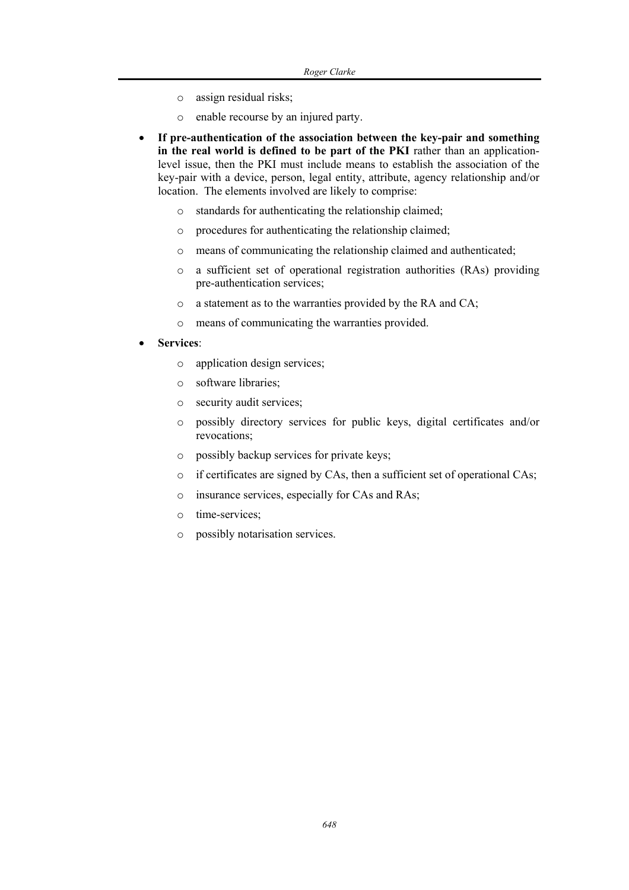- assign residual risks;
  - enable recourse by an injured party.

- **If pre-authentication of the association between the key-pair and something in the real world is defined to be part of the PKI** rather than an application-level issue, then the PKI must include means to establish the association of the key-pair with a device, person, legal entity, attribute, agency relationship and/or location. The elements involved are likely to comprise:
  - standards for authenticating the relationship claimed;
  - procedures for authenticating the relationship claimed;
  - means of communicating the relationship claimed and authenticated;
  - a sufficient set of operational registration authorities (RAs) providing pre-authentication services;
  - a statement as to the warranties provided by the RA and CA;
  - means of communicating the warranties provided.

- **Services**:
  - application design services;
  - software libraries;
  - security audit services;
  - possibly directory services for public keys, digital certificates and/or revocations;
  - possibly backup services for private keys;
  - if certificates are signed by CAs, then a sufficient set of operational CAs;
  - insurance services, especially for CAs and RAs;
  - time-services;
  - possibly notarisation services.